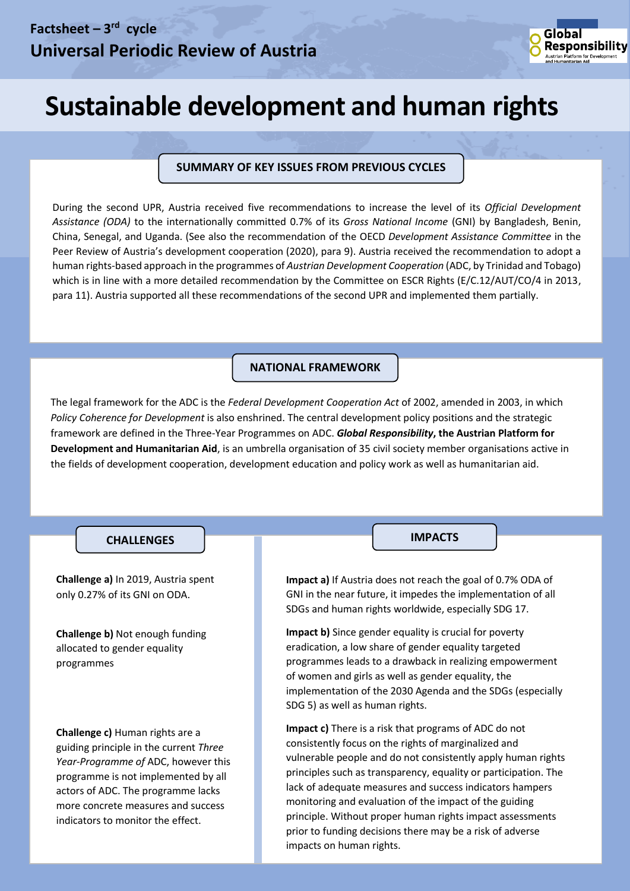**Factsheet – 3rd cycle**
**Universal Periodic Review of Austria**

# Sustainable development and human rights

## SUMMARY OF KEY ISSUES FROM PREVIOUS CYCLES

During the second UPR, Austria received five recommendations to increase the level of its *Official Development Assistance (ODA)* to the internationally committed 0.7% of its *Gross National Income* (GNI) by Bangladesh, Benin, China, Senegal, and Uganda. (See also the recommendation of the OECD *Development Assistance Committee* in the Peer Review of Austria's development cooperation (2020), para 9). Austria received the recommendation to adopt a human rights-based approach in the programmes of *Austrian Development Cooperation* (ADC, by Trinidad and Tobago) which is in line with a more detailed recommendation by the Committee on ESCR Rights (E/C.12/AUT/CO/4 in 2013, para 11). Austria supported all these recommendations of the second UPR and implemented them partially.

## NATIONAL FRAMEWORK

The legal framework for the ADC is the *Federal Development Cooperation Act* of 2002, amended in 2003, in which *Policy Coherence for Development* is also enshrined. The central development policy positions and the strategic framework are defined in the Three-Year Programmes on ADC. ***Global Responsibility*****, the Austrian Platform for Development and Humanitarian Aid**, is an umbrella organisation of 35 civil society member organisations active in the fields of development cooperation, development education and policy work as well as humanitarian aid.

## CHALLENGES

**Challenge a)** In 2019, Austria spent only 0.27% of its GNI on ODA.

**Challenge b)** Not enough funding allocated to gender equality programmes

**Challenge c)** Human rights are a guiding principle in the current *Three Year-Programme of* ADC, however this programme is not implemented by all actors of ADC. The programme lacks more concrete measures and success indicators to monitor the effect.

## IMPACTS

**Impact a)** If Austria does not reach the goal of 0.7% ODA of GNI in the near future, it impedes the implementation of all SDGs and human rights worldwide, especially SDG 17.

**Impact b)** Since gender equality is crucial for poverty eradication, a low share of gender equality targeted programmes leads to a drawback in realizing empowerment of women and girls as well as gender equality, the implementation of the 2030 Agenda and the SDGs (especially SDG 5) as well as human rights.

**Impact c)** There is a risk that programs of ADC do not consistently focus on the rights of marginalized and vulnerable people and do not consistently apply human rights principles such as transparency, equality or participation. The lack of adequate measures and success indicators hampers monitoring and evaluation of the impact of the guiding principle. Without proper human rights impact assessments prior to funding decisions there may be a risk of adverse impacts on human rights.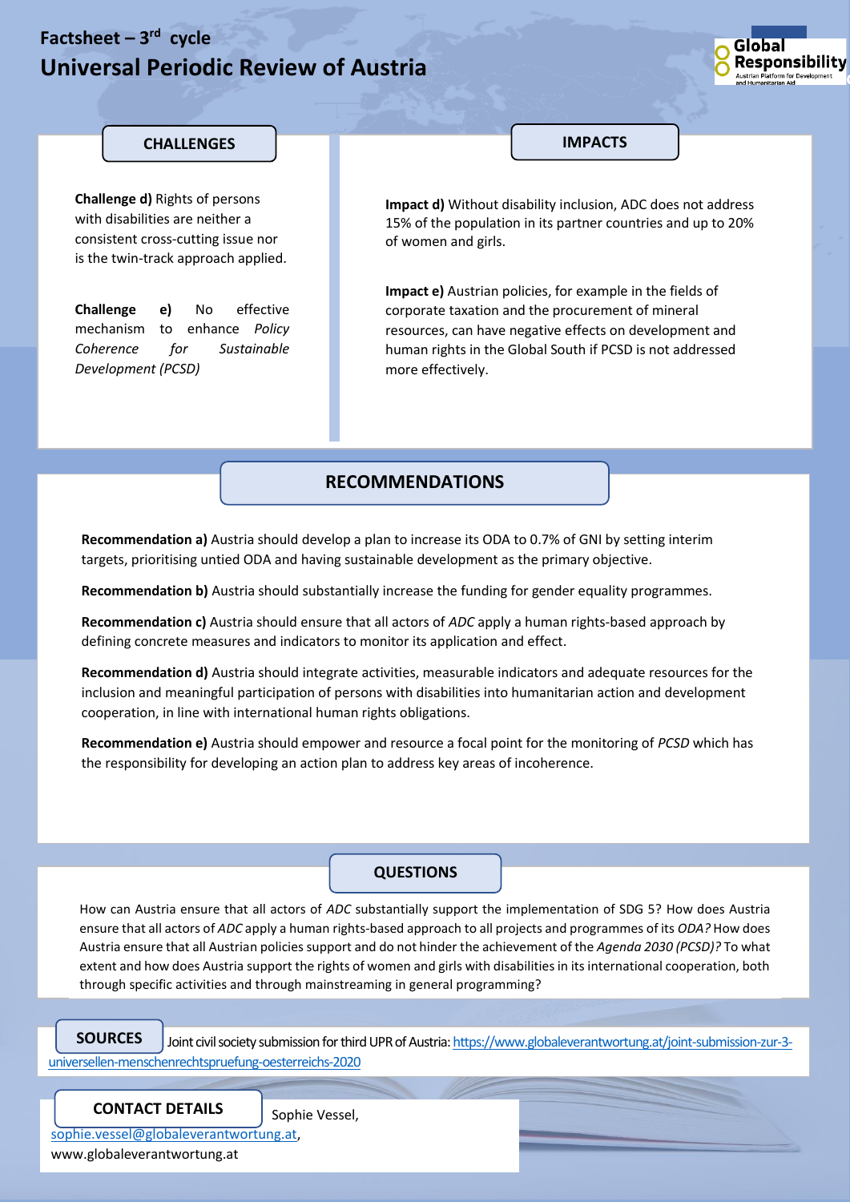# Factsheet – 3rd cycle

# Universal Periodic Review of Austria

## CHALLENGES

**Challenge d)** Rights of persons with disabilities are neither a consistent cross-cutting issue nor is the twin-track approach applied.

**Challenge e)** No effective mechanism to enhance *Policy Coherence for Sustainable Development (PCSD)*

## IMPACTS

**Impact d)** Without disability inclusion, ADC does not address 15% of the population in its partner countries and up to 20% of women and girls.

**Impact e)** Austrian policies, for example in the fields of corporate taxation and the procurement of mineral resources, can have negative effects on development and human rights in the Global South if PCSD is not addressed more effectively.

## RECOMMENDATIONS

**Recommendation a)** Austria should develop a plan to increase its ODA to 0.7% of GNI by setting interim targets, prioritising untied ODA and having sustainable development as the primary objective.

**Recommendation b)** Austria should substantially increase the funding for gender equality programmes.

**Recommendation c)** Austria should ensure that all actors of *ADC* apply a human rights-based approach by defining concrete measures and indicators to monitor its application and effect.

**Recommendation d)** Austria should integrate activities, measurable indicators and adequate resources for the inclusion and meaningful participation of persons with disabilities into humanitarian action and development cooperation, in line with international human rights obligations.

**Recommendation e)** Austria should empower and resource a focal point for the monitoring of *PCSD* which has the responsibility for developing an action plan to address key areas of incoherence.

## QUESTIONS

How can Austria ensure that all actors of *ADC* substantially support the implementation of SDG 5? How does Austria ensure that all actors of *ADC* apply a human rights-based approach to all projects and programmes of its *ODA?* How does Austria ensure that all Austrian policies support and do not hinder the achievement of the *Agenda 2030 (PCSD)?* To what extent and how does Austria support the rights of women and girls with disabilities in its international cooperation, both through specific activities and through mainstreaming in general programming?

## SOURCES

Joint civil society submission for third UPR of Austria: https://www.globaleverantwortung.at/joint-submission-zur-3-universellen-menschenrechtspruefung-oesterreichs-2020

## CONTACT DETAILS

Sophie Vessel, sophie.vessel@globaleverantwortung.at, www.globaleverantwortung.at